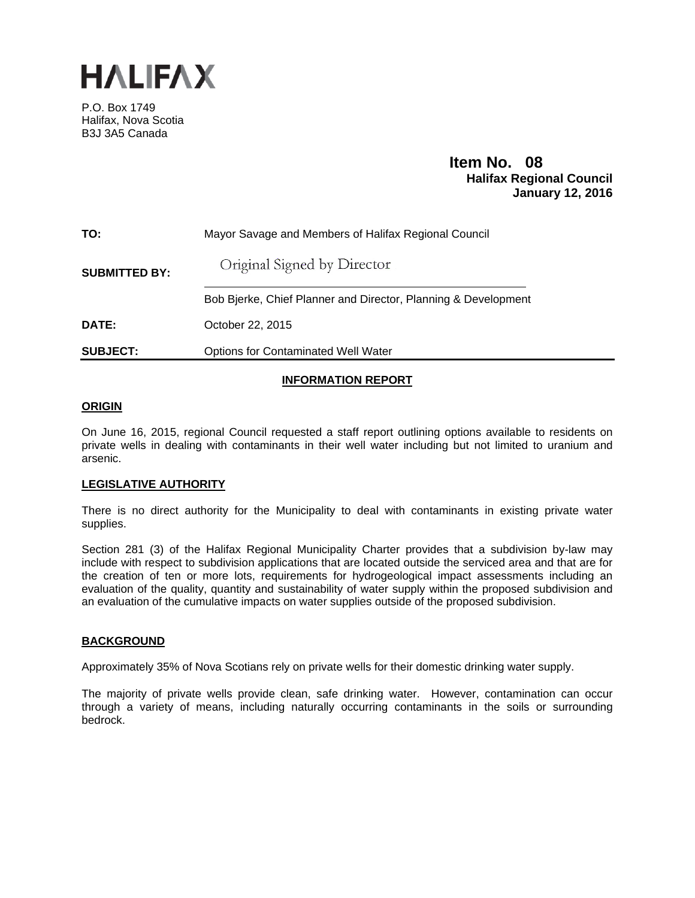# HALIFAX

P.O. Box 1749
Halifax, Nova Scotia
B3J 3A5 Canada

**Item No. 08**
**Halifax Regional Council**
**January 12, 2016**

| | |
|---|---|
| **TO:** | Mayor Savage and Members of Halifax Regional Council |
| **SUBMITTED BY:** | Original Signed by Director |
| | Bob Bjerke, Chief Planner and Director, Planning & Development |
| **DATE:** | October 22, 2015 |
| **SUBJECT:** | Options for Contaminated Well Water |

## INFORMATION REPORT

### ORIGIN

On June 16, 2015, regional Council requested a staff report outlining options available to residents on private wells in dealing with contaminants in their well water including but not limited to uranium and arsenic.

### LEGISLATIVE AUTHORITY

There is no direct authority for the Municipality to deal with contaminants in existing private water supplies.

Section 281 (3) of the Halifax Regional Municipality Charter provides that a subdivision by-law may include with respect to subdivision applications that are located outside the serviced area and that are for the creation of ten or more lots, requirements for hydrogeological impact assessments including an evaluation of the quality, quantity and sustainability of water supply within the proposed subdivision and an evaluation of the cumulative impacts on water supplies outside of the proposed subdivision.

### BACKGROUND

Approximately 35% of Nova Scotians rely on private wells for their domestic drinking water supply.

The majority of private wells provide clean, safe drinking water. However, contamination can occur through a variety of means, including naturally occurring contaminants in the soils or surrounding bedrock.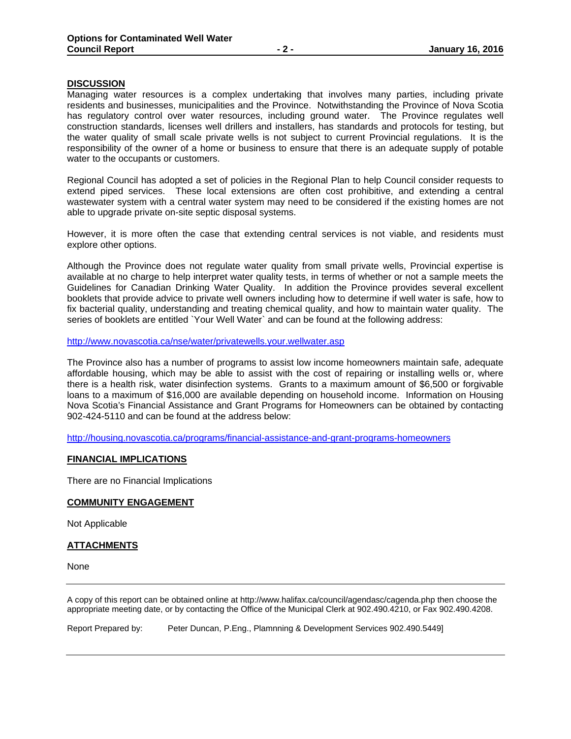## DISCUSSION

Managing water resources is a complex undertaking that involves many parties, including private residents and businesses, municipalities and the Province. Notwithstanding the Province of Nova Scotia has regulatory control over water resources, including ground water. The Province regulates well construction standards, licenses well drillers and installers, has standards and protocols for testing, but the water quality of small scale private wells is not subject to current Provincial regulations. It is the responsibility of the owner of a home or business to ensure that there is an adequate supply of potable water to the occupants or customers.

Regional Council has adopted a set of policies in the Regional Plan to help Council consider requests to extend piped services. These local extensions are often cost prohibitive, and extending a central wastewater system with a central water system may need to be considered if the existing homes are not able to upgrade private on-site septic disposal systems.

However, it is more often the case that extending central services is not viable, and residents must explore other options.

Although the Province does not regulate water quality from small private wells, Provincial expertise is available at no charge to help interpret water quality tests, in terms of whether or not a sample meets the Guidelines for Canadian Drinking Water Quality. In addition the Province provides several excellent booklets that provide advice to private well owners including how to determine if well water is safe, how to fix bacterial quality, understanding and treating chemical quality, and how to maintain water quality. The series of booklets are entitled `Your Well Water` and can be found at the following address:

http://www.novascotia.ca/nse/water/privatewells.your.wellwater.asp

The Province also has a number of programs to assist low income homeowners maintain safe, adequate affordable housing, which may be able to assist with the cost of repairing or installing wells or, where there is a health risk, water disinfection systems. Grants to a maximum amount of $6,500 or forgivable loans to a maximum of $16,000 are available depending on household income. Information on Housing Nova Scotia's Financial Assistance and Grant Programs for Homeowners can be obtained by contacting 902-424-5110 and can be found at the address below:

http://housing.novascotia.ca/programs/financial-assistance-and-grant-programs-homeowners

## FINANCIAL IMPLICATIONS

There are no Financial Implications

## COMMUNITY ENGAGEMENT

Not Applicable

## ATTACHMENTS

None

---

A copy of this report can be obtained online at http://www.halifax.ca/council/agendasc/cagenda.php then choose the appropriate meeting date, or by contacting the Office of the Municipal Clerk at 902.490.4210, or Fax 902.490.4208.

Report Prepared by: Peter Duncan, P.Eng., Plamnning & Development Services 902.490.5449]

---